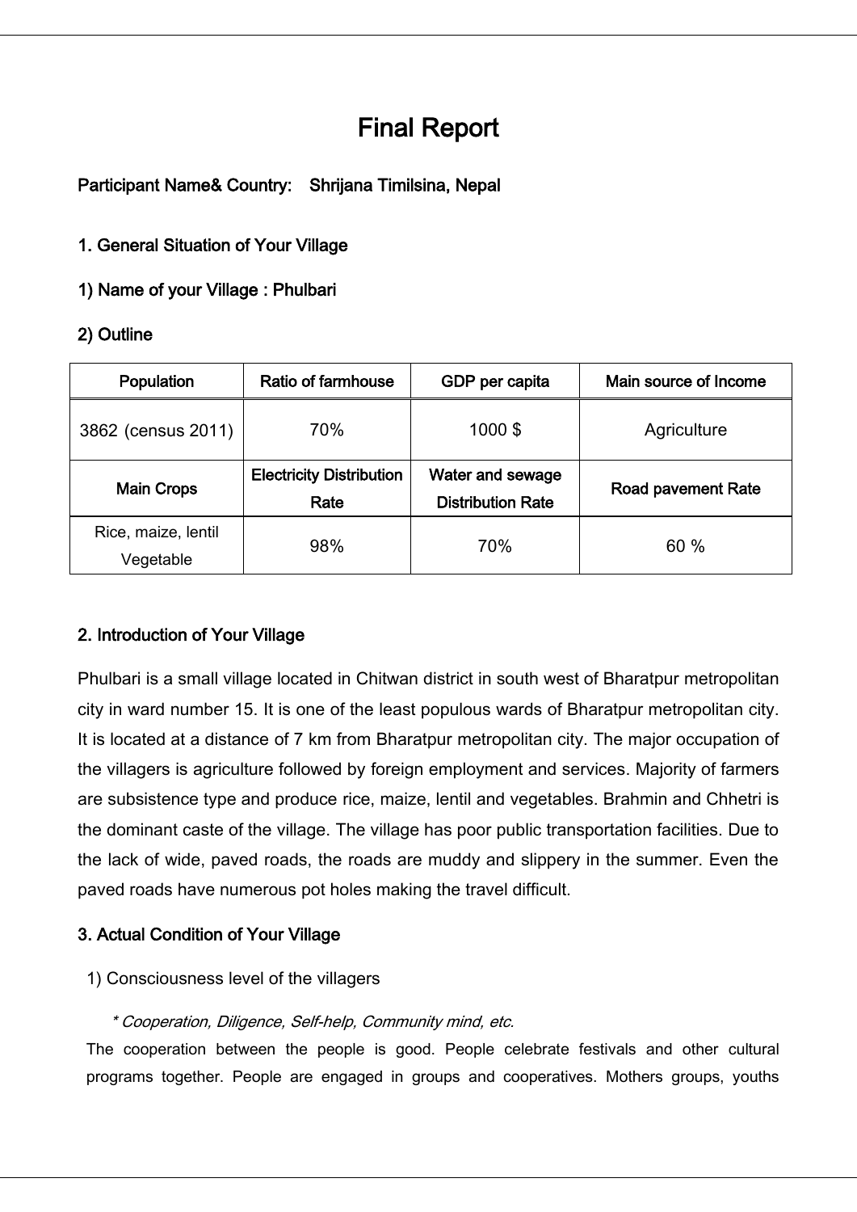# Final Report

**Participant Name& Country: Shrijana Timilsina, Nepal**

## 1. General Situation of Your Village

### 1) Name of your Village : Phulbari

### 2) Outline

| Population | Ratio of farmhouse | GDP per capita | Main source of Income |
|---|---|---|---|
| 3862 (census 2011) | 70% | 1000 $ | Agriculture |
| **Main Crops** | **Electricity Distribution Rate** | **Water and sewage Distribution Rate** | **Road pavement Rate** |
| Rice, maize, lentil Vegetable | 98% | 70% | 60 % |

## 2. Introduction of Your Village

Phulbari is a small village located in Chitwan district in south west of Bharatpur metropolitan city in ward number 15. It is one of the least populous wards of Bharatpur metropolitan city. It is located at a distance of 7 km from Bharatpur metropolitan city. The major occupation of the villagers is agriculture followed by foreign employment and services. Majority of farmers are subsistence type and produce rice, maize, lentil and vegetables. Brahmin and Chhetri is the dominant caste of the village. The village has poor public transportation facilities. Due to the lack of wide, paved roads, the roads are muddy and slippery in the summer. Even the paved roads have numerous pot holes making the travel difficult.

## 3. Actual Condition of Your Village

1) Consciousness level of the villagers

*\* Cooperation, Diligence, Self-help, Community mind, etc.*

The cooperation between the people is good. People celebrate festivals and other cultural programs together. People are engaged in groups and cooperatives. Mothers groups, youths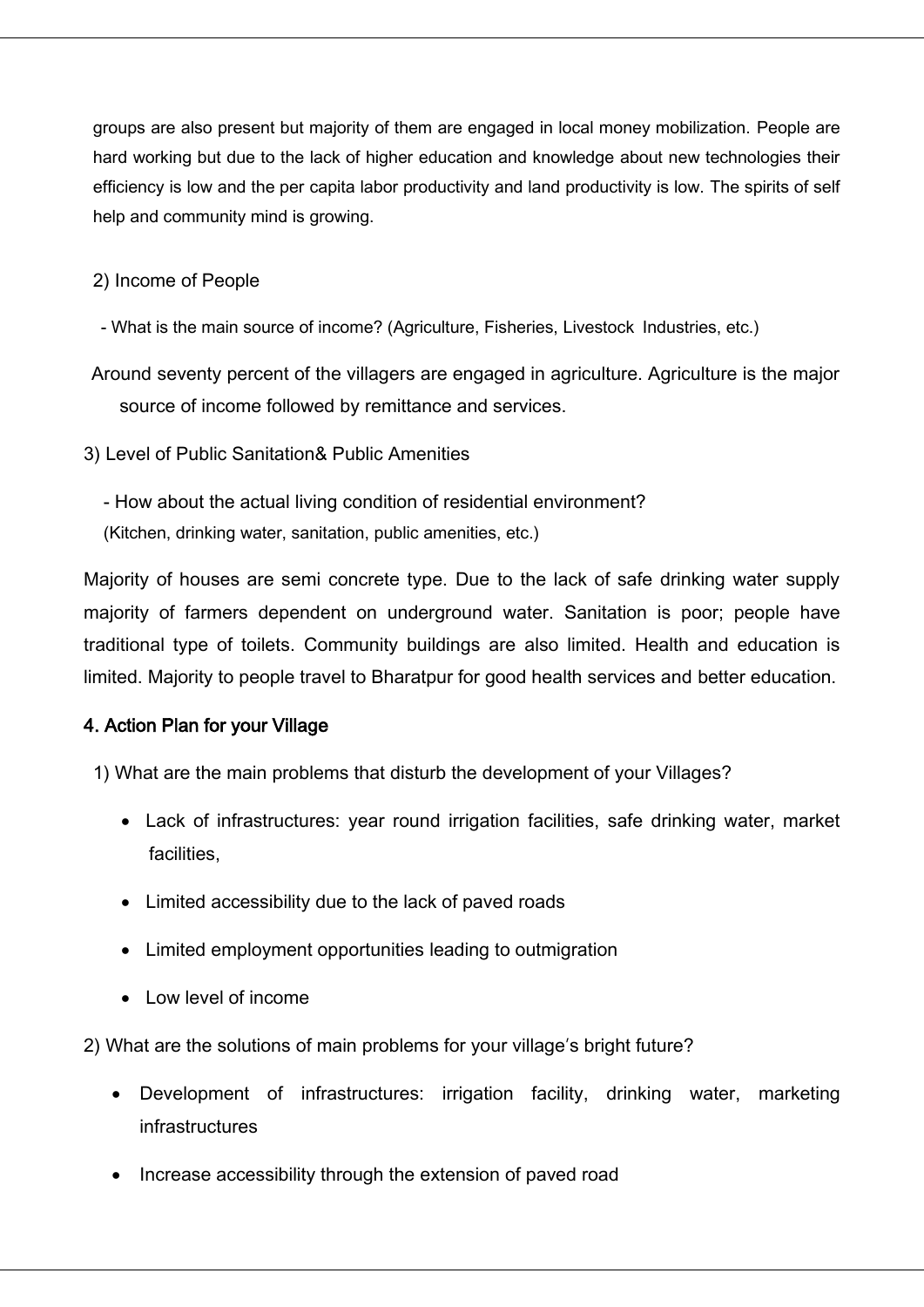groups are also present but majority of them are engaged in local money mobilization. People are hard working but due to the lack of higher education and knowledge about new technologies their efficiency is low and the per capita labor productivity and land productivity is low. The spirits of self help and community mind is growing.

2) Income of People

- What is the main source of income? (Agriculture, Fisheries, Livestock Industries, etc.)

Around seventy percent of the villagers are engaged in agriculture. Agriculture is the major source of income followed by remittance and services.

3) Level of Public Sanitation& Public Amenities

- How about the actual living condition of residential environment? (Kitchen, drinking water, sanitation, public amenities, etc.)

Majority of houses are semi concrete type. Due to the lack of safe drinking water supply majority of farmers dependent on underground water. Sanitation is poor; people have traditional type of toilets. Community buildings are also limited. Health and education is limited. Majority to people travel to Bharatpur for good health services and better education.

**4. Action Plan for your Village**

1) What are the main problems that disturb the development of your Villages?

- Lack of infrastructures: year round irrigation facilities, safe drinking water, market facilities,
- Limited accessibility due to the lack of paved roads
- Limited employment opportunities leading to outmigration
- Low level of income

2) What are the solutions of main problems for your village's bright future?

- Development of infrastructures: irrigation facility, drinking water, marketing infrastructures
- Increase accessibility through the extension of paved road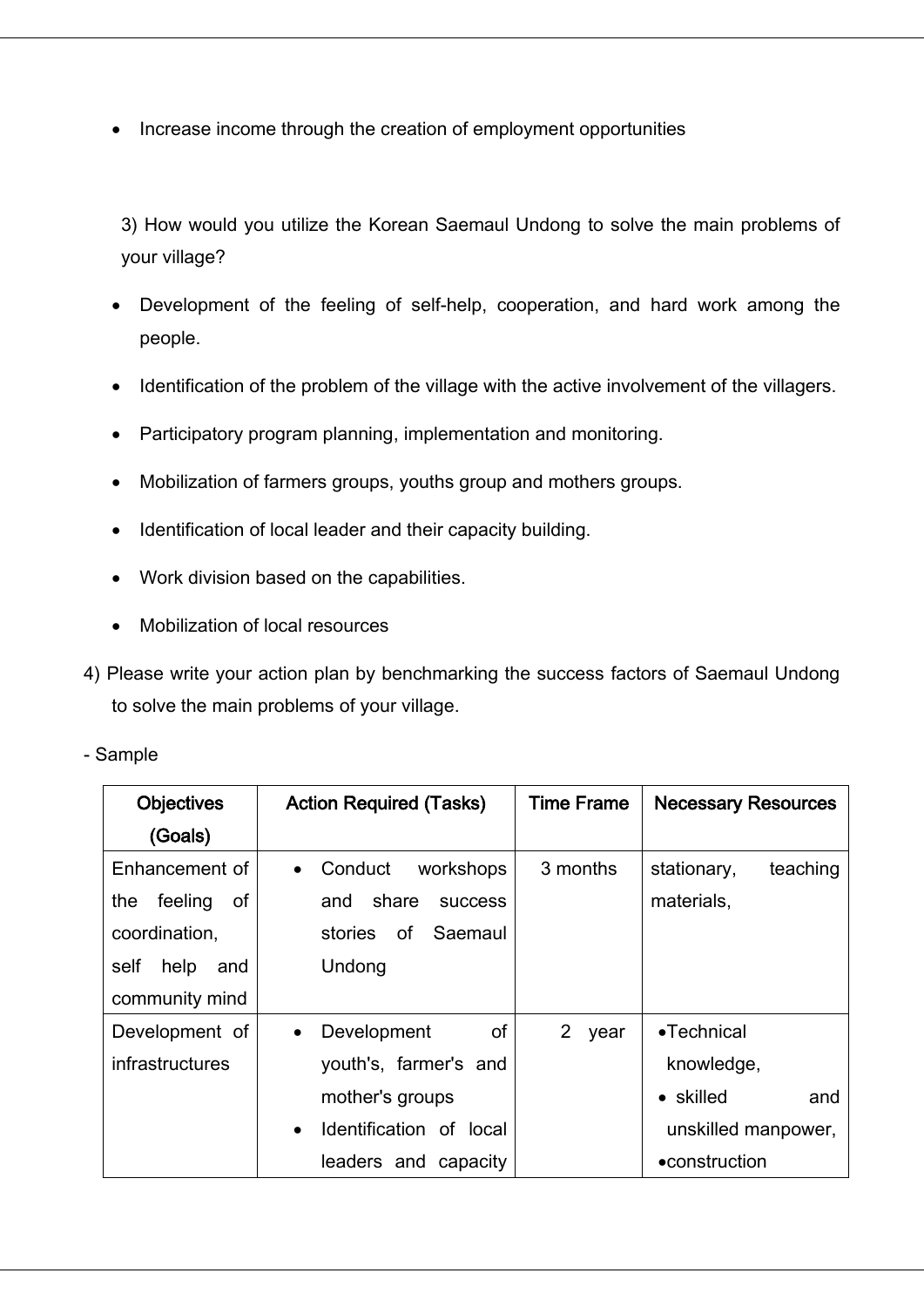- Increase income through the creation of employment opportunities

3) How would you utilize the Korean Saemaul Undong to solve the main problems of your village?

- Development of the feeling of self-help, cooperation, and hard work among the people.
- Identification of the problem of the village with the active involvement of the villagers.
- Participatory program planning, implementation and monitoring.
- Mobilization of farmers groups, youths group and mothers groups.
- Identification of local leader and their capacity building.
- Work division based on the capabilities.
- Mobilization of local resources

4) Please write your action plan by benchmarking the success factors of Saemaul Undong to solve the main problems of your village.

- Sample

| Objectives (Goals) | Action Required (Tasks) | Time Frame | Necessary Resources |
|---|---|---|---|
| Enhancement of the feeling of coordination, self help and community mind | • Conduct workshops and share success stories of Saemaul Undong | 3 months | stationary, teaching materials, |
| Development of infrastructures | • Development of youth's, farmer's and mother's groups<br>• Identification of local leaders and capacity | 2 year | •Technical knowledge,<br>• skilled and unskilled manpower,<br>•construction |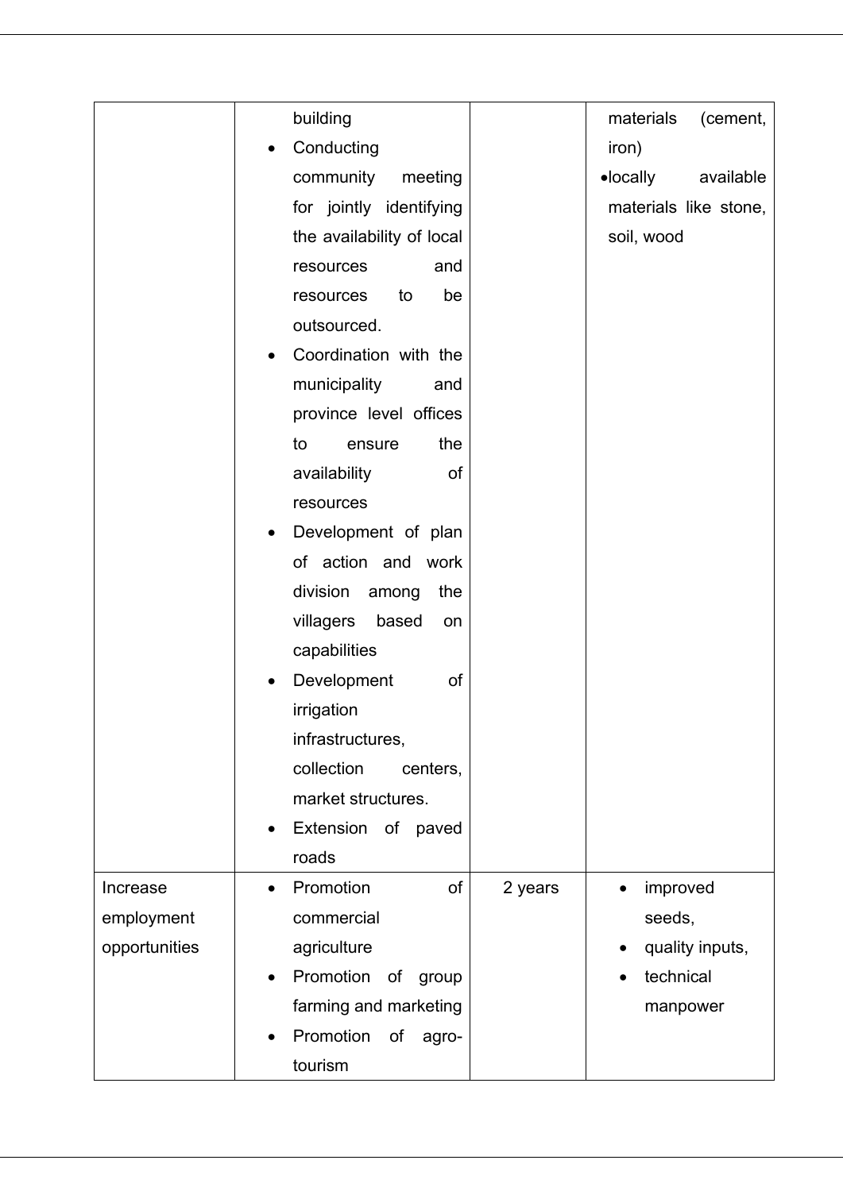| | | | |
|---|---|---|---|
| | building<br>• Conducting community meeting for jointly identifying the availability of local resources and resources to be outsourced.<br>• Coordination with the municipality and province level offices to ensure the availability of resources<br>• Development of plan of action and work division among the villagers based on capabilities<br>• Development of irrigation infrastructures, collection centers, market structures.<br>• Extension of paved roads | | materials (cement, iron)<br>• locally available materials like stone, soil, wood |
| Increase employment opportunities | • Promotion of commercial agriculture<br>• Promotion of group farming and marketing<br>• Promotion of agro-tourism | 2 years | • improved seeds,<br>• quality inputs,<br>• technical manpower |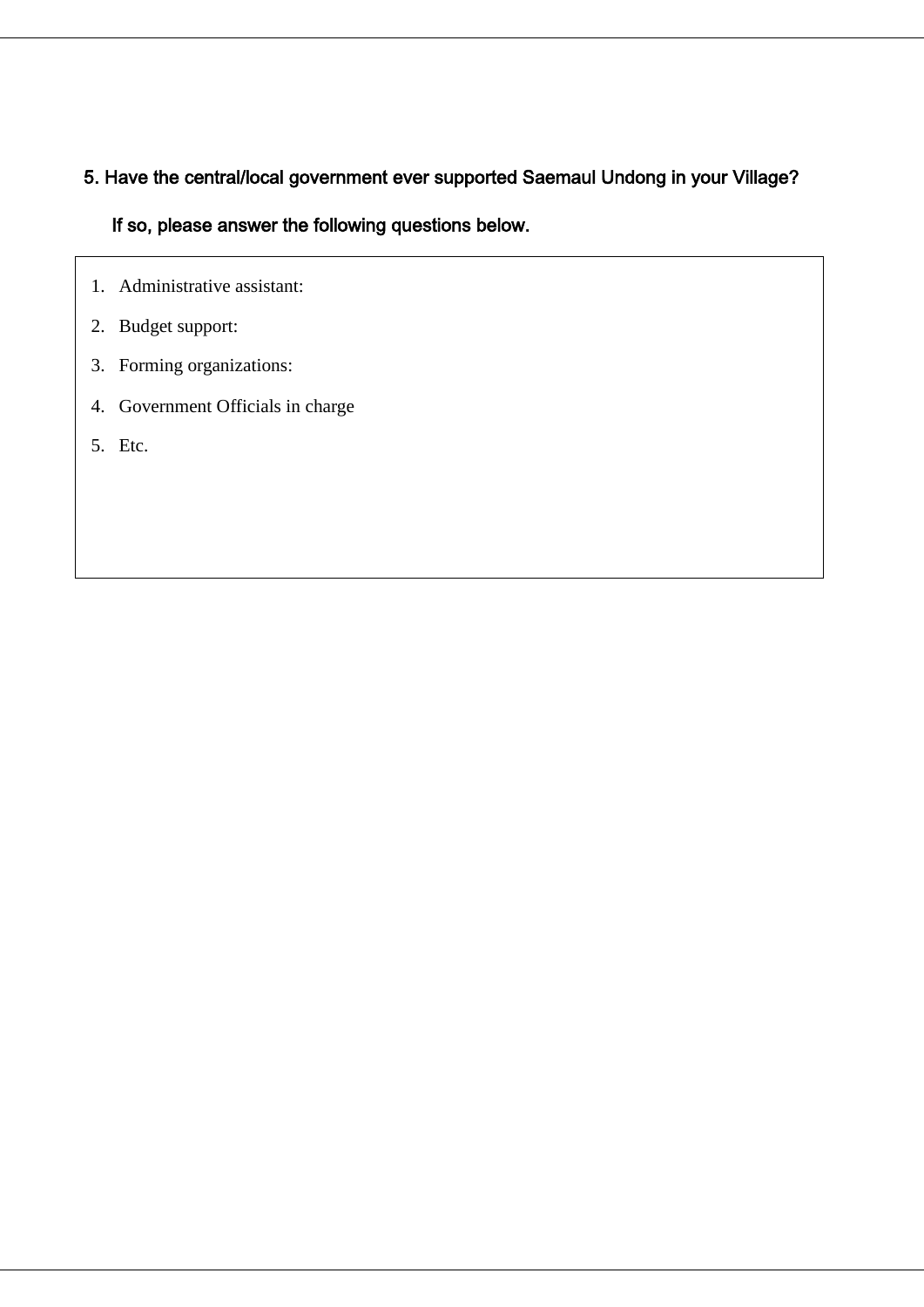5. Have the central/local government ever supported Saemaul Undong in your Village?

If so, please answer the following questions below.

1. Administrative assistant:
2. Budget support:
3. Forming organizations:
4. Government Officials in charge
5. Etc.